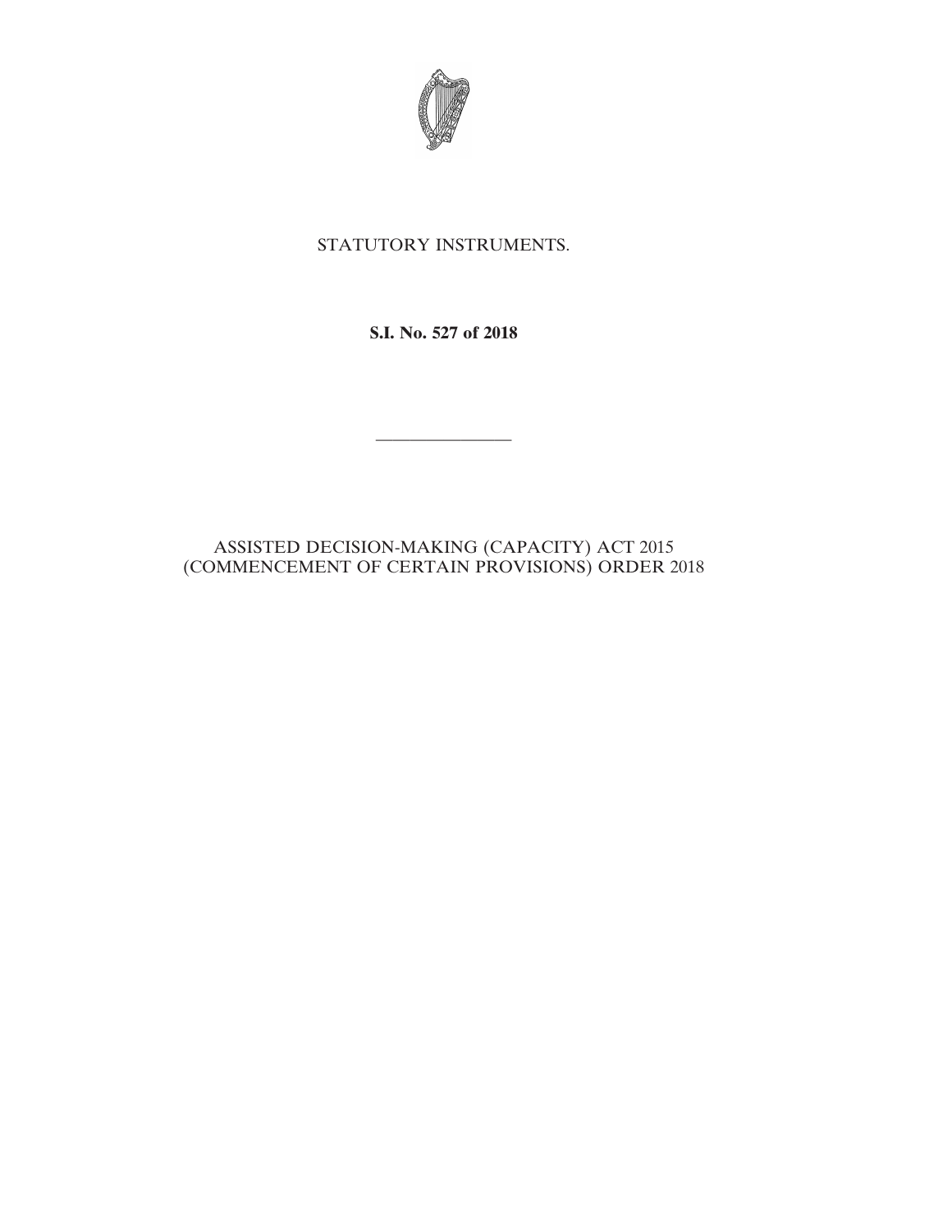STATUTORY INSTRUMENTS.

**S.I. No. 527 of 2018**

---

ASSISTED DECISION-MAKING (CAPACITY) ACT 2015 (COMMENCEMENT OF CERTAIN PROVISIONS) ORDER 2018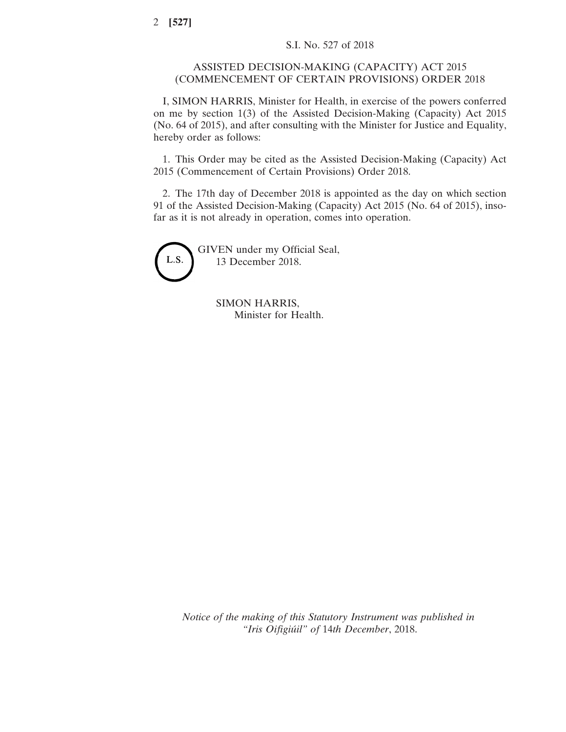S.I. No. 527 of 2018

## ASSISTED DECISION-MAKING (CAPACITY) ACT 2015 (COMMENCEMENT OF CERTAIN PROVISIONS) ORDER 2018

I, SIMON HARRIS, Minister for Health, in exercise of the powers conferred on me by section 1(3) of the Assisted Decision-Making (Capacity) Act 2015 (No. 64 of 2015), and after consulting with the Minister for Justice and Equality, hereby order as follows:

1. This Order may be cited as the Assisted Decision-Making (Capacity) Act 2015 (Commencement of Certain Provisions) Order 2018.

2. The 17th day of December 2018 is appointed as the day on which section 91 of the Assisted Decision-Making (Capacity) Act 2015 (No. 64 of 2015), insofar as it is not already in operation, comes into operation.

L.S.

GIVEN under my Official Seal,
13 December 2018.

SIMON HARRIS,
Minister for Health.

*Notice of the making of this Statutory Instrument was published in "Iris Oifigiúil" of 14th December, 2018.*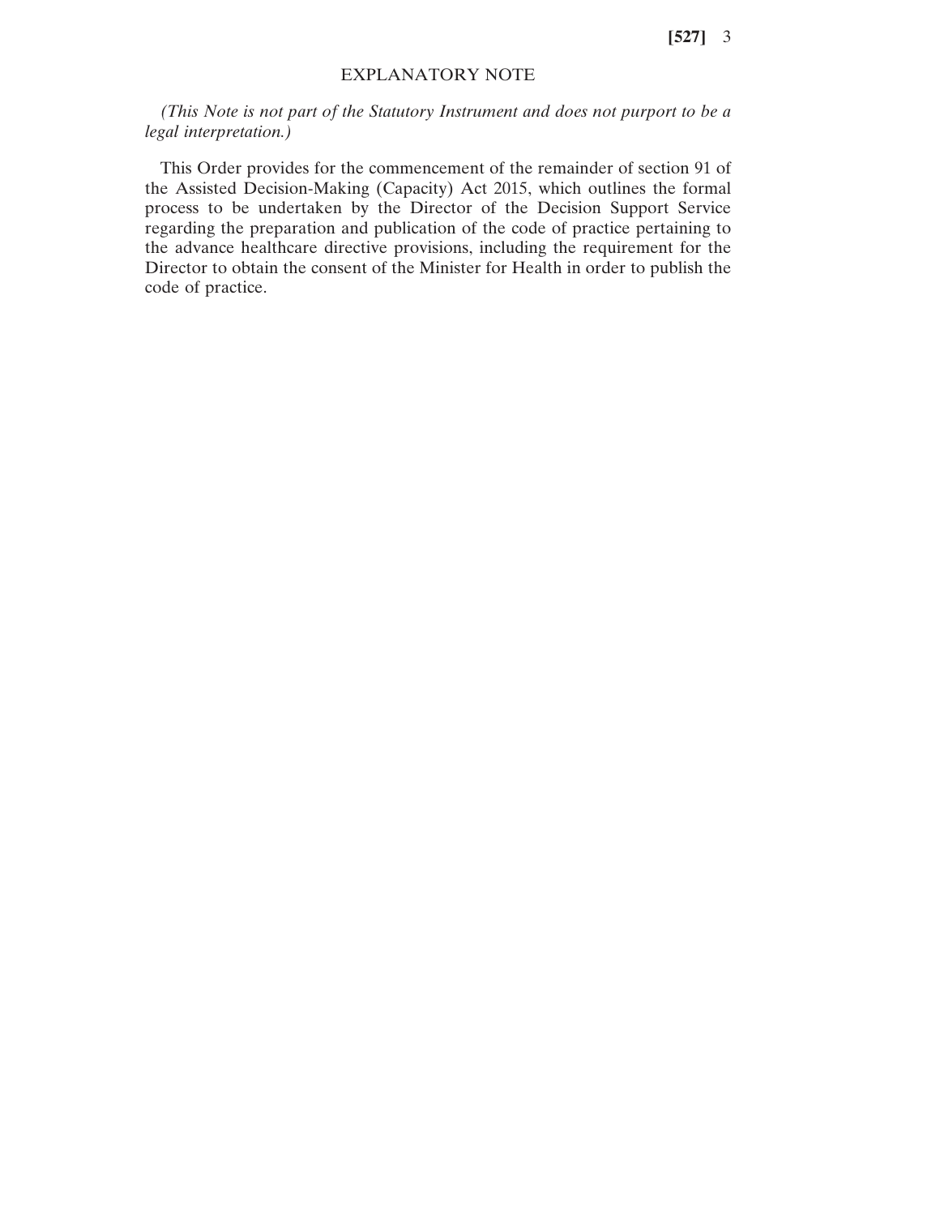## EXPLANATORY NOTE

*(This Note is not part of the Statutory Instrument and does not purport to be a legal interpretation.)*

This Order provides for the commencement of the remainder of section 91 of the Assisted Decision-Making (Capacity) Act 2015, which outlines the formal process to be undertaken by the Director of the Decision Support Service regarding the preparation and publication of the code of practice pertaining to the advance healthcare directive provisions, including the requirement for the Director to obtain the consent of the Minister for Health in order to publish the code of practice.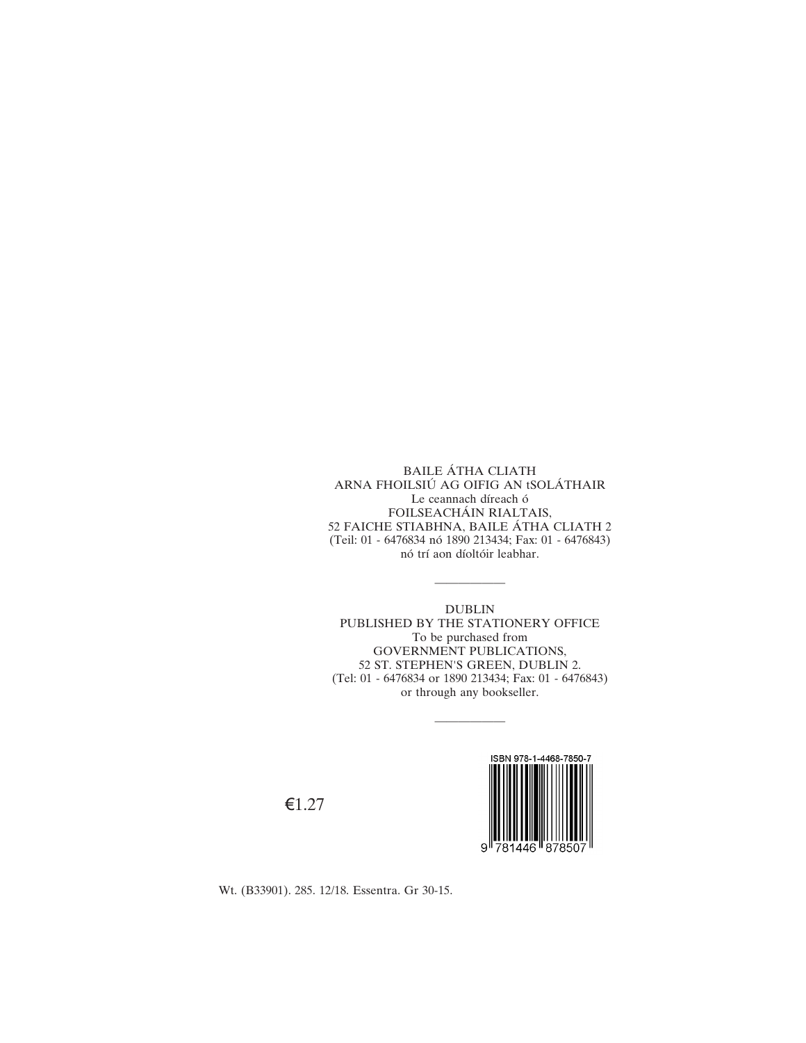BAILE ÁTHA CLIATH
ARNA FHOILSIÚ AG OIFIG AN tSOLÁTHAIR
Le ceannach díreach ó
FOILSEACHÁIN RIALTAIS,
52 FAICHE STIABHNA, BAILE ÁTHA CLIATH 2
(Teil: 01 - 6476834 nó 1890 213434; Fax: 01 - 6476843)
nó trí aon díoltóir leabhar.

---

DUBLIN
PUBLISHED BY THE STATIONERY OFFICE
To be purchased from
GOVERNMENT PUBLICATIONS,
52 ST. STEPHEN'S GREEN, DUBLIN 2.
(Tel: 01 - 6476834 or 1890 213434; Fax: 01 - 6476843)
or through any bookseller.

---

€1.27

ISBN 978-1-4468-7850-7

9 781446 878507

Wt. (B33901). 285. 12/18. Essentra. Gr 30-15.